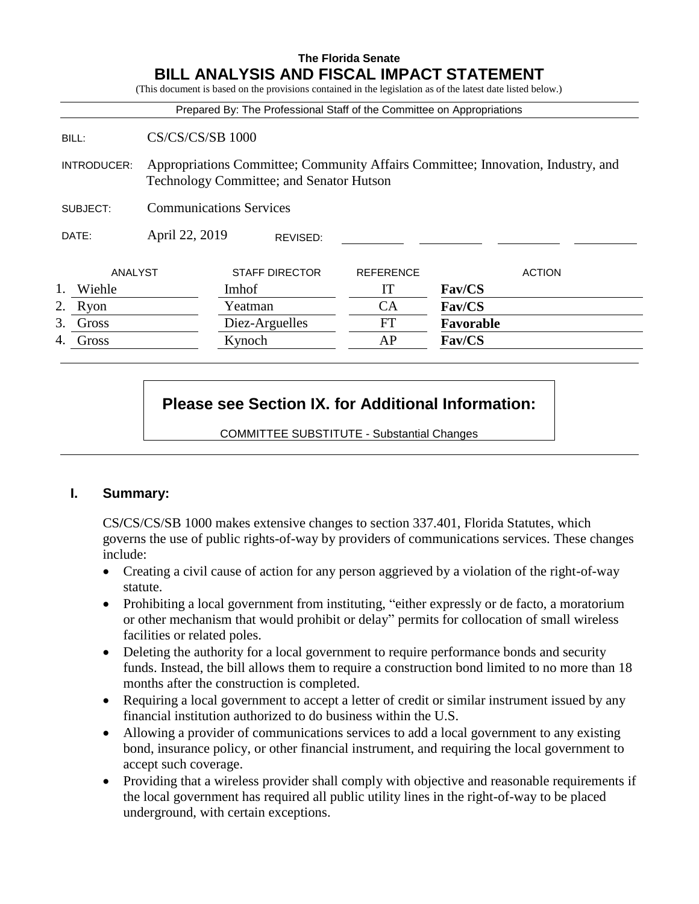# The Florida Senate
## BILL ANALYSIS AND FISCAL IMPACT STATEMENT

(This document is based on the provisions contained in the legislation as of the latest date listed below.)

Prepared By: The Professional Staff of the Committee on Appropriations

| | |
|---|---|
| BILL: | CS/CS/CS/SB 1000 |
| INTRODUCER: | Appropriations Committee; Community Affairs Committee; Innovation, Industry, and Technology Committee; and Senator Hutson |
| SUBJECT: | Communications Services |
| DATE: | April 22, 2019 REVISED: |

| | ANALYST | STAFF DIRECTOR | REFERENCE | ACTION |
|---|---|---|---|---|
| 1. | Wiehle | Imhof | IT | **Fav/CS** |
| 2. | Ryon | Yeatman | CA | **Fav/CS** |
| 3. | Gross | Diez-Arguelles | FT | **Favorable** |
| 4. | Gross | Kynoch | AP | **Fav/CS** |

**Please see Section IX. for Additional Information:**

COMMITTEE SUBSTITUTE - Substantial Changes

## I. Summary:

CS/CS/CS/SB 1000 makes extensive changes to section 337.401, Florida Statutes, which governs the use of public rights-of-way by providers of communications services. These changes include:

- Creating a civil cause of action for any person aggrieved by a violation of the right-of-way statute.
- Prohibiting a local government from instituting, "either expressly or de facto, a moratorium or other mechanism that would prohibit or delay" permits for collocation of small wireless facilities or related poles.
- Deleting the authority for a local government to require performance bonds and security funds. Instead, the bill allows them to require a construction bond limited to no more than 18 months after the construction is completed.
- Requiring a local government to accept a letter of credit or similar instrument issued by any financial institution authorized to do business within the U.S.
- Allowing a provider of communications services to add a local government to any existing bond, insurance policy, or other financial instrument, and requiring the local government to accept such coverage.
- Providing that a wireless provider shall comply with objective and reasonable requirements if the local government has required all public utility lines in the right-of-way to be placed underground, with certain exceptions.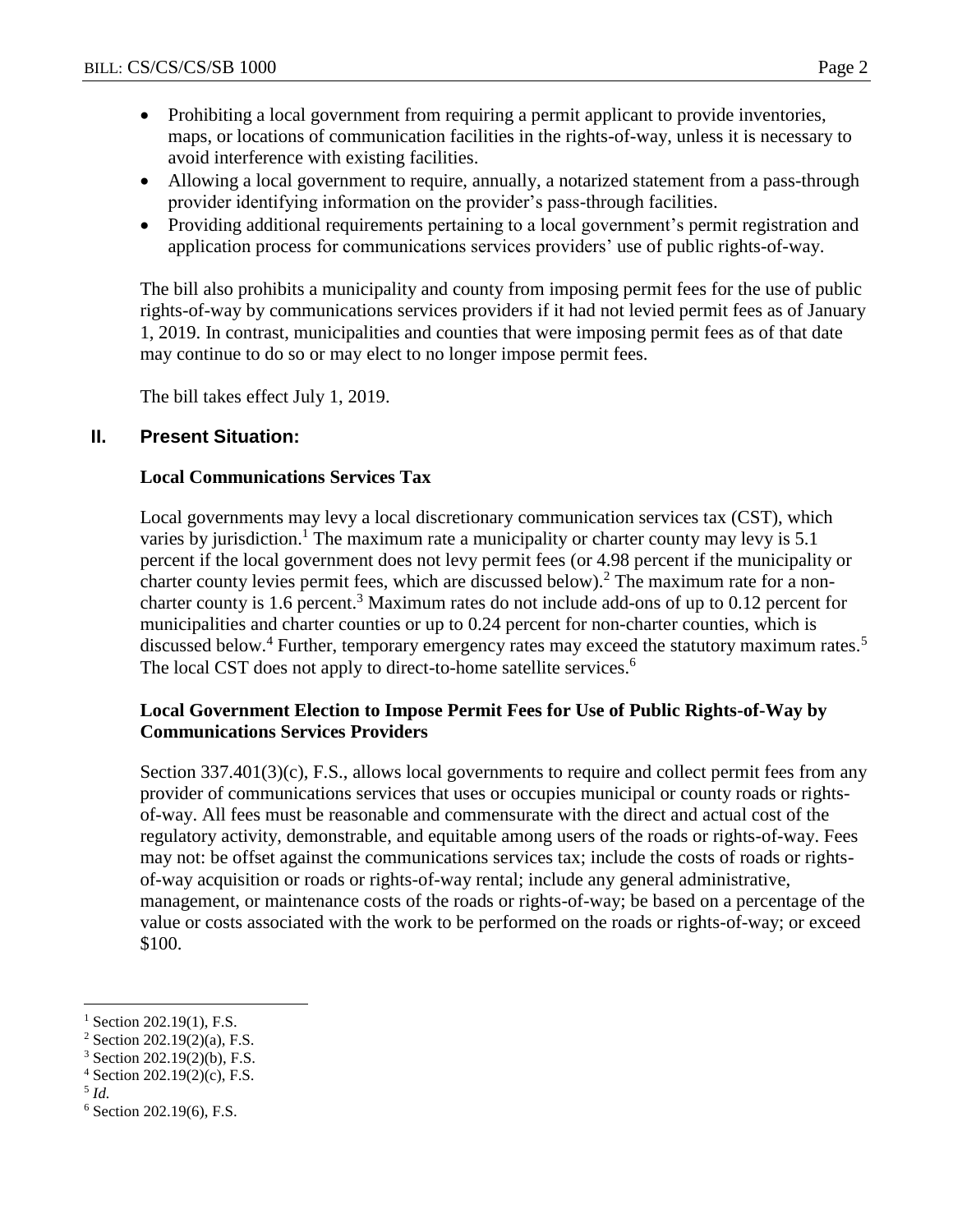- Prohibiting a local government from requiring a permit applicant to provide inventories, maps, or locations of communication facilities in the rights-of-way, unless it is necessary to avoid interference with existing facilities.
- Allowing a local government to require, annually, a notarized statement from a pass-through provider identifying information on the provider's pass-through facilities.
- Providing additional requirements pertaining to a local government's permit registration and application process for communications services providers' use of public rights-of-way.

The bill also prohibits a municipality and county from imposing permit fees for the use of public rights-of-way by communications services providers if it had not levied permit fees as of January 1, 2019. In contrast, municipalities and counties that were imposing permit fees as of that date may continue to do so or may elect to no longer impose permit fees.

The bill takes effect July 1, 2019.

## II. Present Situation:

### Local Communications Services Tax

Local governments may levy a local discretionary communication services tax (CST), which varies by jurisdiction.[1] The maximum rate a municipality or charter county may levy is 5.1 percent if the local government does not levy permit fees (or 4.98 percent if the municipality or charter county levies permit fees, which are discussed below).[2] The maximum rate for a non-charter county is 1.6 percent.[3] Maximum rates do not include add-ons of up to 0.12 percent for municipalities and charter counties or up to 0.24 percent for non-charter counties, which is discussed below.[4] Further, temporary emergency rates may exceed the statutory maximum rates.[5] The local CST does not apply to direct-to-home satellite services.[6]

### Local Government Election to Impose Permit Fees for Use of Public Rights-of-Way by Communications Services Providers

Section 337.401(3)(c), F.S., allows local governments to require and collect permit fees from any provider of communications services that uses or occupies municipal or county roads or rights-of-way. All fees must be reasonable and commensurate with the direct and actual cost of the regulatory activity, demonstrable, and equitable among users of the roads or rights-of-way. Fees may not: be offset against the communications services tax; include the costs of roads or rights-of-way acquisition or roads or rights-of-way rental; include any general administrative, management, or maintenance costs of the roads or rights-of-way; be based on a percentage of the value or costs associated with the work to be performed on the roads or rights-of-way; or exceed $100.

---

[1] Section 202.19(1), F.S.

[2] Section 202.19(2)(a), F.S.

[3] Section 202.19(2)(b), F.S.

[4] Section 202.19(2)(c), F.S.

[5] *Id.*

[6] Section 202.19(6), F.S.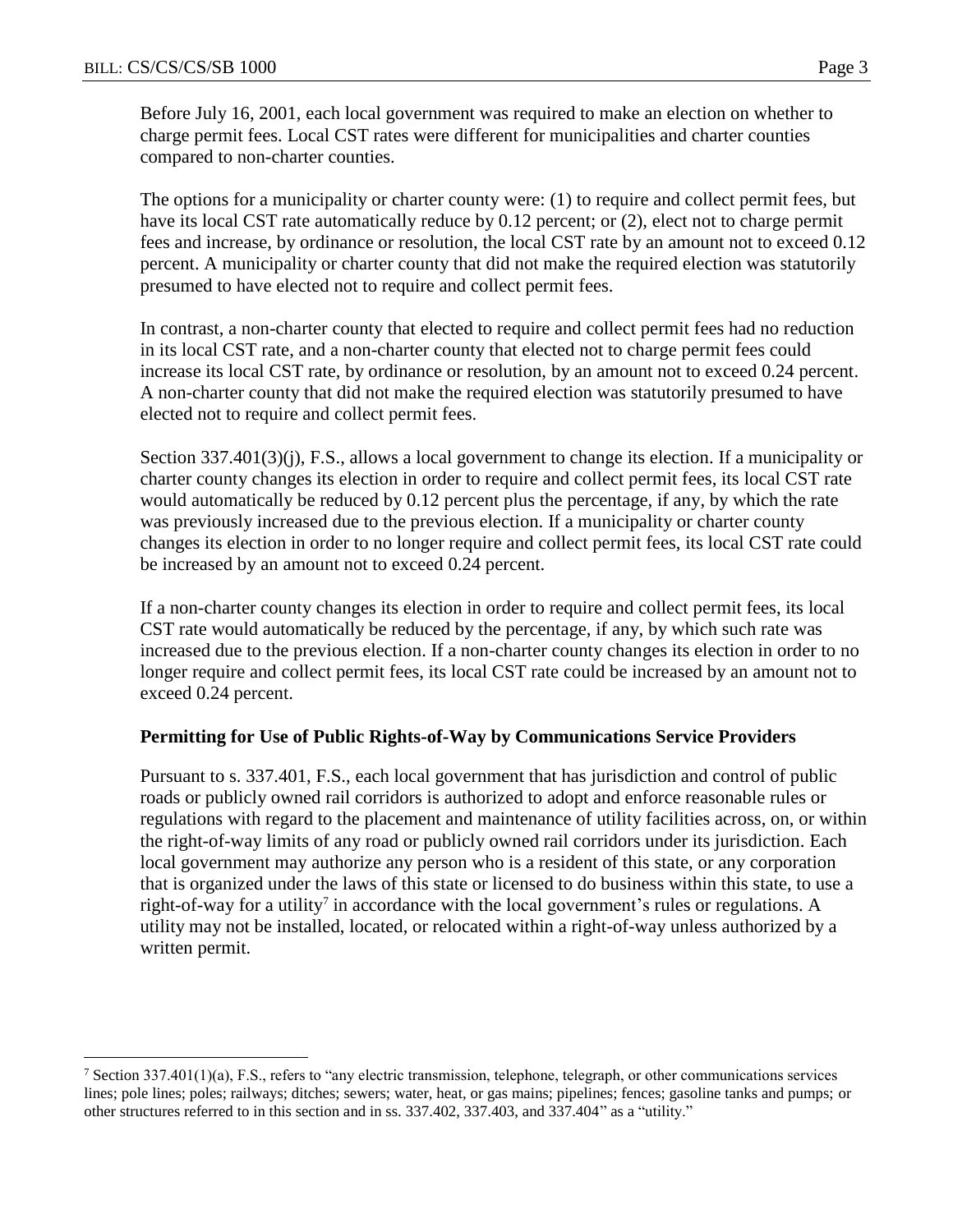Before July 16, 2001, each local government was required to make an election on whether to charge permit fees. Local CST rates were different for municipalities and charter counties compared to non-charter counties.

The options for a municipality or charter county were: (1) to require and collect permit fees, but have its local CST rate automatically reduce by 0.12 percent; or (2), elect not to charge permit fees and increase, by ordinance or resolution, the local CST rate by an amount not to exceed 0.12 percent. A municipality or charter county that did not make the required election was statutorily presumed to have elected not to require and collect permit fees.

In contrast, a non-charter county that elected to require and collect permit fees had no reduction in its local CST rate, and a non-charter county that elected not to charge permit fees could increase its local CST rate, by ordinance or resolution, by an amount not to exceed 0.24 percent. A non-charter county that did not make the required election was statutorily presumed to have elected not to require and collect permit fees.

Section 337.401(3)(j), F.S., allows a local government to change its election. If a municipality or charter county changes its election in order to require and collect permit fees, its local CST rate would automatically be reduced by 0.12 percent plus the percentage, if any, by which the rate was previously increased due to the previous election. If a municipality or charter county changes its election in order to no longer require and collect permit fees, its local CST rate could be increased by an amount not to exceed 0.24 percent.

If a non-charter county changes its election in order to require and collect permit fees, its local CST rate would automatically be reduced by the percentage, if any, by which such rate was increased due to the previous election. If a non-charter county changes its election in order to no longer require and collect permit fees, its local CST rate could be increased by an amount not to exceed 0.24 percent.

**Permitting for Use of Public Rights-of-Way by Communications Service Providers**

Pursuant to s. 337.401, F.S., each local government that has jurisdiction and control of public roads or publicly owned rail corridors is authorized to adopt and enforce reasonable rules or regulations with regard to the placement and maintenance of utility facilities across, on, or within the right-of-way limits of any road or publicly owned rail corridors under its jurisdiction. Each local government may authorize any person who is a resident of this state, or any corporation that is organized under the laws of this state or licensed to do business within this state, to use a right-of-way for a utility[7] in accordance with the local government's rules or regulations. A utility may not be installed, located, or relocated within a right-of-way unless authorized by a written permit.

---

[7] Section 337.401(1)(a), F.S., refers to "any electric transmission, telephone, telegraph, or other communications services lines; pole lines; poles; railways; ditches; sewers; water, heat, or gas mains; pipelines; fences; gasoline tanks and pumps; or other structures referred to in this section and in ss. 337.402, 337.403, and 337.404" as a "utility."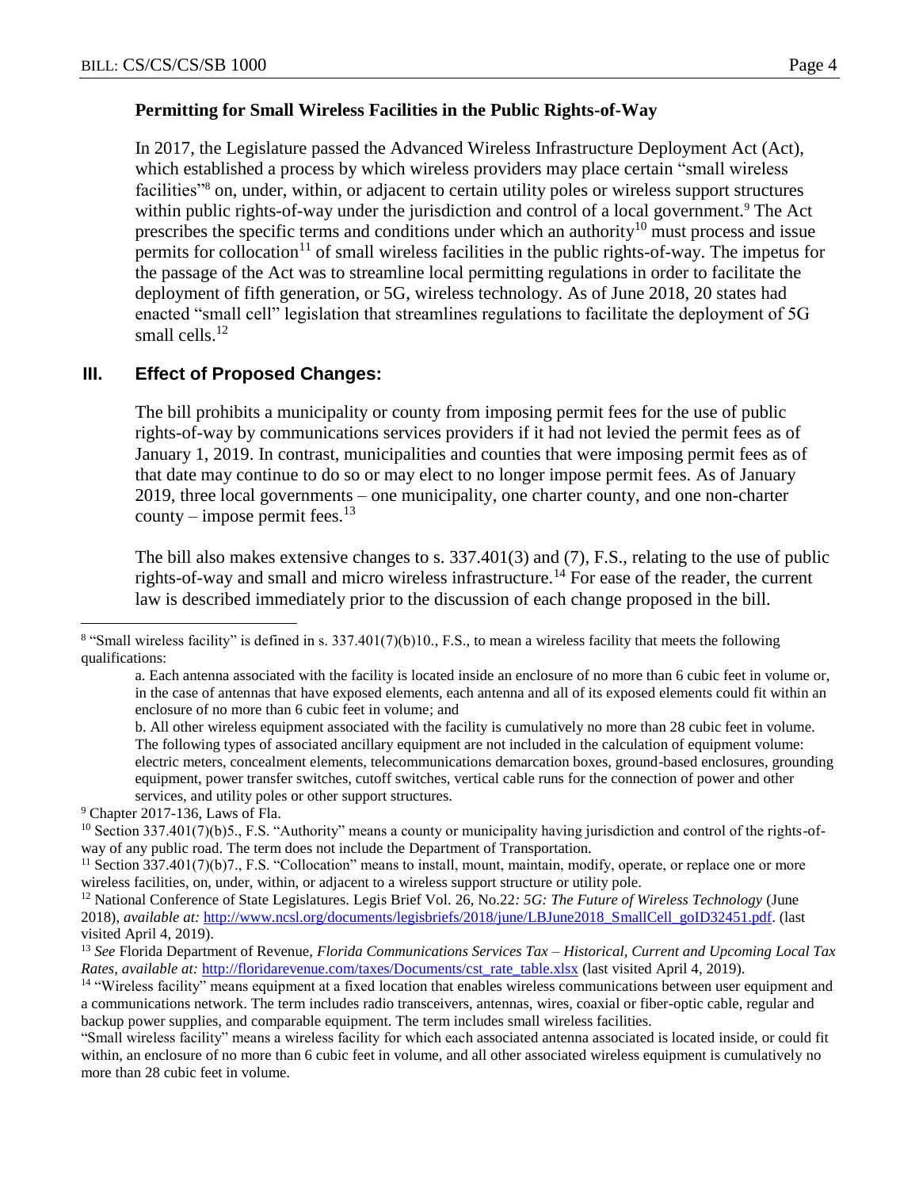### Permitting for Small Wireless Facilities in the Public Rights-of-Way

In 2017, the Legislature passed the Advanced Wireless Infrastructure Deployment Act (Act), which established a process by which wireless providers may place certain "small wireless facilities"[8] on, under, within, or adjacent to certain utility poles or wireless support structures within public rights-of-way under the jurisdiction and control of a local government.[9] The Act prescribes the specific terms and conditions under which an authority[10] must process and issue permits for collocation[11] of small wireless facilities in the public rights-of-way. The impetus for the passage of the Act was to streamline local permitting regulations in order to facilitate the deployment of fifth generation, or 5G, wireless technology. As of June 2018, 20 states had enacted "small cell" legislation that streamlines regulations to facilitate the deployment of 5G small cells.[12]

## III. Effect of Proposed Changes:

The bill prohibits a municipality or county from imposing permit fees for the use of public rights-of-way by communications services providers if it had not levied the permit fees as of January 1, 2019. In contrast, municipalities and counties that were imposing permit fees as of that date may continue to do so or may elect to no longer impose permit fees. As of January 2019, three local governments – one municipality, one charter county, and one non-charter county – impose permit fees.[13]

The bill also makes extensive changes to s. 337.401(3) and (7), F.S., relating to the use of public rights-of-way and small and micro wireless infrastructure.[14] For ease of the reader, the current law is described immediately prior to the discussion of each change proposed in the bill.

---

[8] "Small wireless facility" is defined in s. 337.401(7)(b)10., F.S., to mean a wireless facility that meets the following qualifications:

> a. Each antenna associated with the facility is located inside an enclosure of no more than 6 cubic feet in volume or, in the case of antennas that have exposed elements, each antenna and all of its exposed elements could fit within an enclosure of no more than 6 cubic feet in volume; and
>
> b. All other wireless equipment associated with the facility is cumulatively no more than 28 cubic feet in volume. The following types of associated ancillary equipment are not included in the calculation of equipment volume: electric meters, concealment elements, telecommunications demarcation boxes, ground-based enclosures, grounding equipment, power transfer switches, cutoff switches, vertical cable runs for the connection of power and other services, and utility poles or other support structures.

[9] Chapter 2017-136, Laws of Fla.

[10] Section 337.401(7)(b)5., F.S. "Authority" means a county or municipality having jurisdiction and control of the rights-of-way of any public road. The term does not include the Department of Transportation.

[11] Section 337.401(7)(b)7., F.S. "Collocation" means to install, mount, maintain, modify, operate, or replace one or more wireless facilities, on, under, within, or adjacent to a wireless support structure or utility pole.

[12] National Conference of State Legislatures. Legis Brief Vol. 26, No.22*: 5G: The Future of Wireless Technology* (June 2018), *available at:* http://www.ncsl.org/documents/legisbriefs/2018/june/LBJune2018_SmallCell_goID32451.pdf. (last visited April 4, 2019).

[13] *See* Florida Department of Revenue, *Florida Communications Services Tax – Historical, Current and Upcoming Local Tax Rates*, *available at:* http://floridarevenue.com/taxes/Documents/cst_rate_table.xlsx (last visited April 4, 2019).

[14] "Wireless facility" means equipment at a fixed location that enables wireless communications between user equipment and a communications network. The term includes radio transceivers, antennas, wires, coaxial or fiber-optic cable, regular and backup power supplies, and comparable equipment. The term includes small wireless facilities.

"Small wireless facility" means a wireless facility for which each associated antenna associated is located inside, or could fit within, an enclosure of no more than 6 cubic feet in volume, and all other associated wireless equipment is cumulatively no more than 28 cubic feet in volume.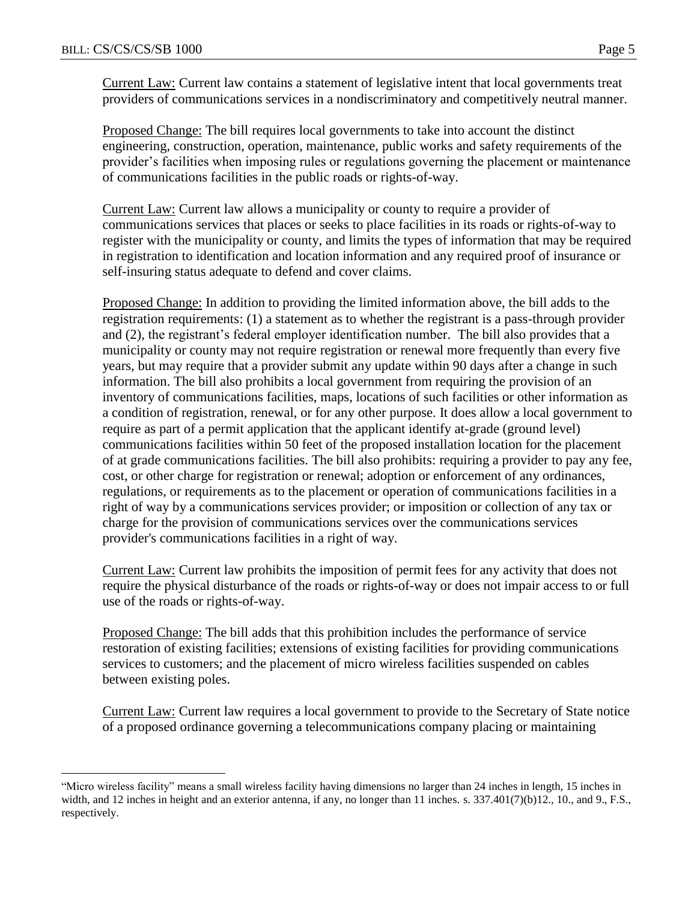Current Law: Current law contains a statement of legislative intent that local governments treat providers of communications services in a nondiscriminatory and competitively neutral manner.

Proposed Change: The bill requires local governments to take into account the distinct engineering, construction, operation, maintenance, public works and safety requirements of the provider's facilities when imposing rules or regulations governing the placement or maintenance of communications facilities in the public roads or rights-of-way.

Current Law: Current law allows a municipality or county to require a provider of communications services that places or seeks to place facilities in its roads or rights-of-way to register with the municipality or county, and limits the types of information that may be required in registration to identification and location information and any required proof of insurance or self-insuring status adequate to defend and cover claims.

Proposed Change: In addition to providing the limited information above, the bill adds to the registration requirements: (1) a statement as to whether the registrant is a pass-through provider and (2), the registrant's federal employer identification number. The bill also provides that a municipality or county may not require registration or renewal more frequently than every five years, but may require that a provider submit any update within 90 days after a change in such information. The bill also prohibits a local government from requiring the provision of an inventory of communications facilities, maps, locations of such facilities or other information as a condition of registration, renewal, or for any other purpose. It does allow a local government to require as part of a permit application that the applicant identify at-grade (ground level) communications facilities within 50 feet of the proposed installation location for the placement of at grade communications facilities. The bill also prohibits: requiring a provider to pay any fee, cost, or other charge for registration or renewal; adoption or enforcement of any ordinances, regulations, or requirements as to the placement or operation of communications facilities in a right of way by a communications services provider; or imposition or collection of any tax or charge for the provision of communications services over the communications services provider's communications facilities in a right of way.

Current Law: Current law prohibits the imposition of permit fees for any activity that does not require the physical disturbance of the roads or rights-of-way or does not impair access to or full use of the roads or rights-of-way.

Proposed Change: The bill adds that this prohibition includes the performance of service restoration of existing facilities; extensions of existing facilities for providing communications services to customers; and the placement of micro wireless facilities suspended on cables between existing poles.

Current Law: Current law requires a local government to provide to the Secretary of State notice of a proposed ordinance governing a telecommunications company placing or maintaining

---

"Micro wireless facility" means a small wireless facility having dimensions no larger than 24 inches in length, 15 inches in width, and 12 inches in height and an exterior antenna, if any, no longer than 11 inches. s. 337.401(7)(b)12., 10., and 9., F.S., respectively.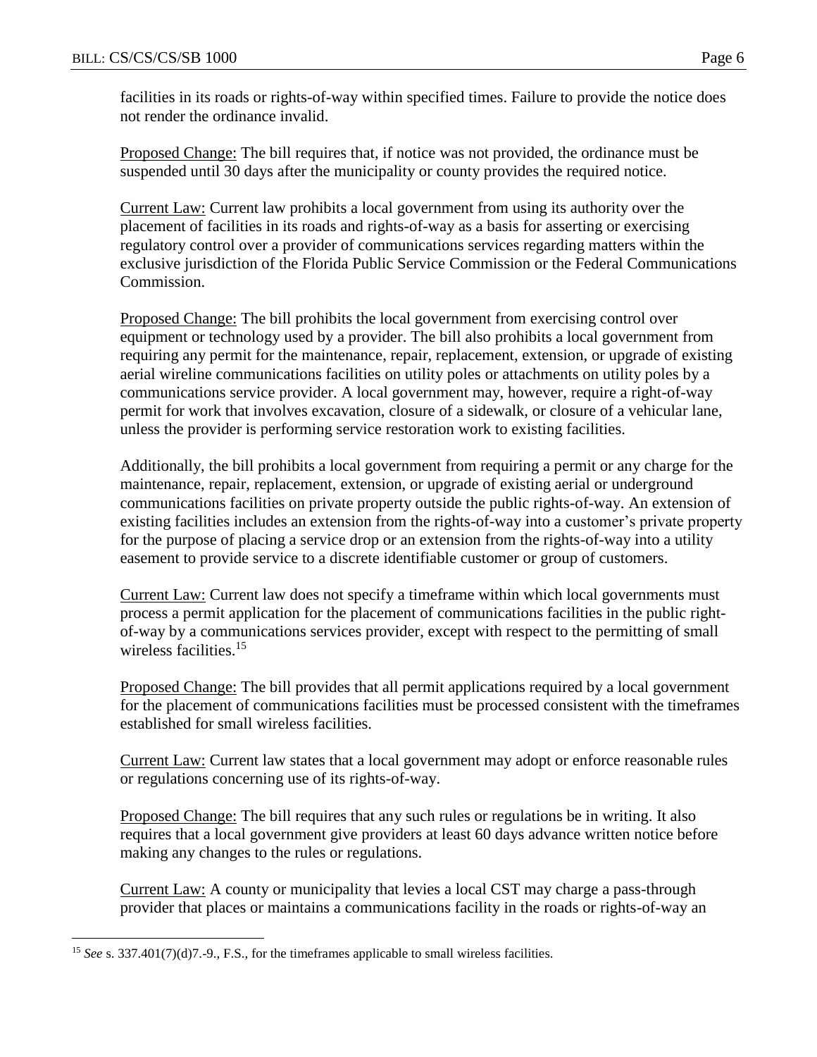facilities in its roads or rights-of-way within specified times. Failure to provide the notice does not render the ordinance invalid.

Proposed Change: The bill requires that, if notice was not provided, the ordinance must be suspended until 30 days after the municipality or county provides the required notice.

Current Law: Current law prohibits a local government from using its authority over the placement of facilities in its roads and rights-of-way as a basis for asserting or exercising regulatory control over a provider of communications services regarding matters within the exclusive jurisdiction of the Florida Public Service Commission or the Federal Communications Commission.

Proposed Change: The bill prohibits the local government from exercising control over equipment or technology used by a provider. The bill also prohibits a local government from requiring any permit for the maintenance, repair, replacement, extension, or upgrade of existing aerial wireline communications facilities on utility poles or attachments on utility poles by a communications service provider. A local government may, however, require a right-of-way permit for work that involves excavation, closure of a sidewalk, or closure of a vehicular lane, unless the provider is performing service restoration work to existing facilities.

Additionally, the bill prohibits a local government from requiring a permit or any charge for the maintenance, repair, replacement, extension, or upgrade of existing aerial or underground communications facilities on private property outside the public rights-of-way. An extension of existing facilities includes an extension from the rights-of-way into a customer's private property for the purpose of placing a service drop or an extension from the rights-of-way into a utility easement to provide service to a discrete identifiable customer or group of customers.

Current Law: Current law does not specify a timeframe within which local governments must process a permit application for the placement of communications facilities in the public right-of-way by a communications services provider, except with respect to the permitting of small wireless facilities.[15]

Proposed Change: The bill provides that all permit applications required by a local government for the placement of communications facilities must be processed consistent with the timeframes established for small wireless facilities.

Current Law: Current law states that a local government may adopt or enforce reasonable rules or regulations concerning use of its rights-of-way.

Proposed Change: The bill requires that any such rules or regulations be in writing. It also requires that a local government give providers at least 60 days advance written notice before making any changes to the rules or regulations.

Current Law: A county or municipality that levies a local CST may charge a pass-through provider that places or maintains a communications facility in the roads or rights-of-way an

[15] *See* s. 337.401(7)(d)7.-9., F.S., for the timeframes applicable to small wireless facilities.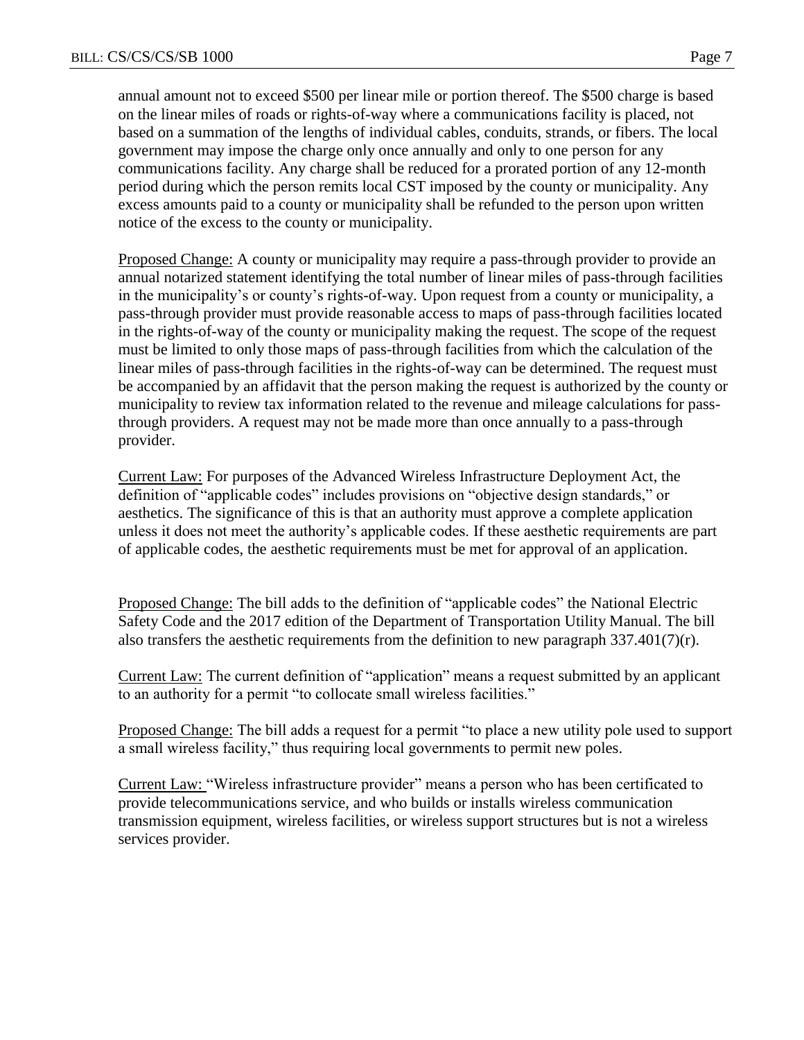annual amount not to exceed $500 per linear mile or portion thereof. The $500 charge is based on the linear miles of roads or rights-of-way where a communications facility is placed, not based on a summation of the lengths of individual cables, conduits, strands, or fibers. The local government may impose the charge only once annually and only to one person for any communications facility. Any charge shall be reduced for a prorated portion of any 12-month period during which the person remits local CST imposed by the county or municipality. Any excess amounts paid to a county or municipality shall be refunded to the person upon written notice of the excess to the county or municipality.

Proposed Change: A county or municipality may require a pass-through provider to provide an annual notarized statement identifying the total number of linear miles of pass-through facilities in the municipality's or county's rights-of-way. Upon request from a county or municipality, a pass-through provider must provide reasonable access to maps of pass-through facilities located in the rights-of-way of the county or municipality making the request. The scope of the request must be limited to only those maps of pass-through facilities from which the calculation of the linear miles of pass-through facilities in the rights-of-way can be determined. The request must be accompanied by an affidavit that the person making the request is authorized by the county or municipality to review tax information related to the revenue and mileage calculations for pass-through providers. A request may not be made more than once annually to a pass-through provider.

Current Law: For purposes of the Advanced Wireless Infrastructure Deployment Act, the definition of "applicable codes" includes provisions on "objective design standards," or aesthetics. The significance of this is that an authority must approve a complete application unless it does not meet the authority's applicable codes. If these aesthetic requirements are part of applicable codes, the aesthetic requirements must be met for approval of an application.

Proposed Change: The bill adds to the definition of "applicable codes" the National Electric Safety Code and the 2017 edition of the Department of Transportation Utility Manual. The bill also transfers the aesthetic requirements from the definition to new paragraph 337.401(7)(r).

Current Law: The current definition of "application" means a request submitted by an applicant to an authority for a permit "to collocate small wireless facilities."

Proposed Change: The bill adds a request for a permit "to place a new utility pole used to support a small wireless facility," thus requiring local governments to permit new poles.

Current Law: "Wireless infrastructure provider" means a person who has been certificated to provide telecommunications service, and who builds or installs wireless communication transmission equipment, wireless facilities, or wireless support structures but is not a wireless services provider.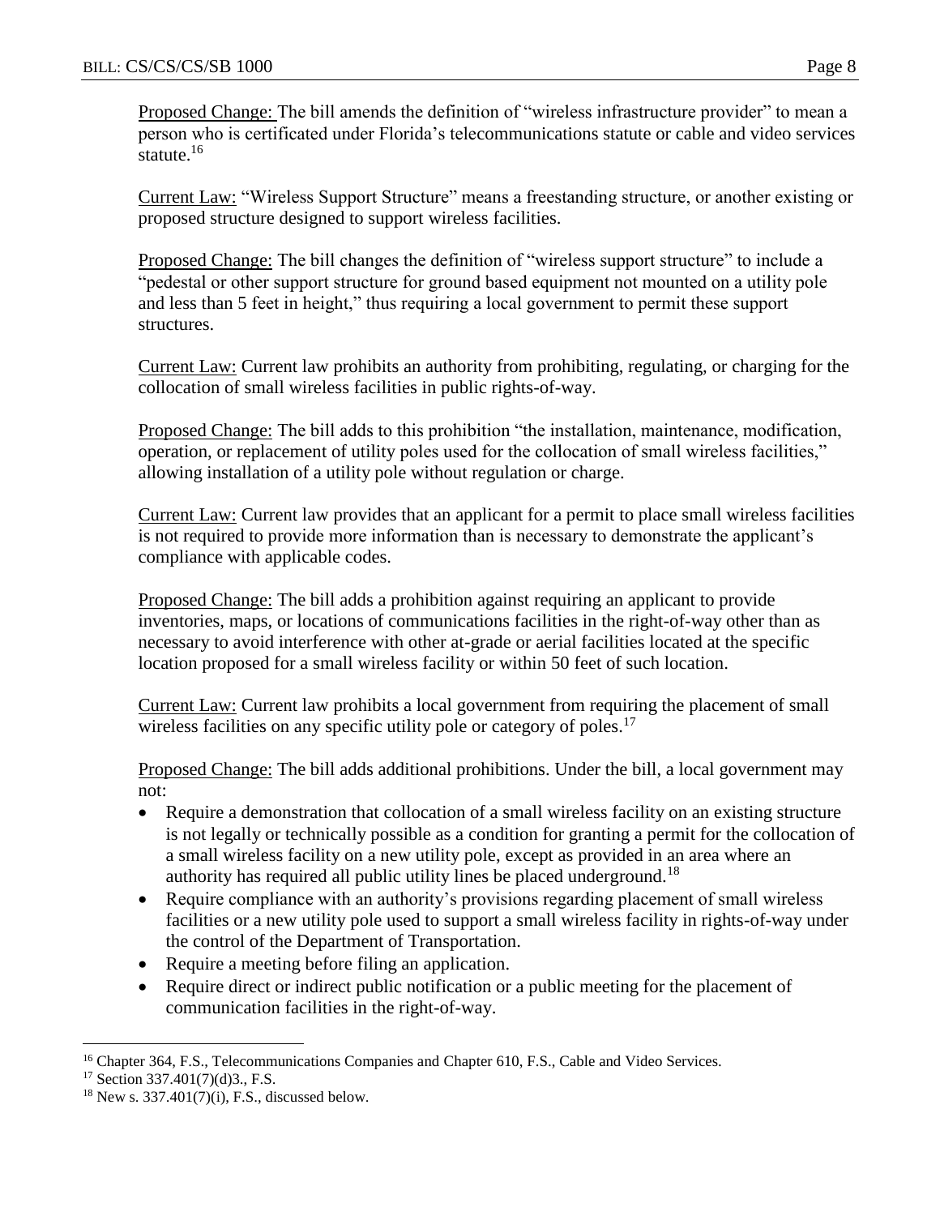Proposed Change: The bill amends the definition of "wireless infrastructure provider" to mean a person who is certificated under Florida's telecommunications statute or cable and video services statute.[16]

Current Law: "Wireless Support Structure" means a freestanding structure, or another existing or proposed structure designed to support wireless facilities.

Proposed Change: The bill changes the definition of "wireless support structure" to include a "pedestal or other support structure for ground based equipment not mounted on a utility pole and less than 5 feet in height," thus requiring a local government to permit these support structures.

Current Law: Current law prohibits an authority from prohibiting, regulating, or charging for the collocation of small wireless facilities in public rights-of-way.

Proposed Change: The bill adds to this prohibition "the installation, maintenance, modification, operation, or replacement of utility poles used for the collocation of small wireless facilities," allowing installation of a utility pole without regulation or charge.

Current Law: Current law provides that an applicant for a permit to place small wireless facilities is not required to provide more information than is necessary to demonstrate the applicant's compliance with applicable codes.

Proposed Change: The bill adds a prohibition against requiring an applicant to provide inventories, maps, or locations of communications facilities in the right-of-way other than as necessary to avoid interference with other at-grade or aerial facilities located at the specific location proposed for a small wireless facility or within 50 feet of such location.

Current Law: Current law prohibits a local government from requiring the placement of small wireless facilities on any specific utility pole or category of poles.[17]

Proposed Change: The bill adds additional prohibitions. Under the bill, a local government may not:

- Require a demonstration that collocation of a small wireless facility on an existing structure is not legally or technically possible as a condition for granting a permit for the collocation of a small wireless facility on a new utility pole, except as provided in an area where an authority has required all public utility lines be placed underground.[18]
- Require compliance with an authority's provisions regarding placement of small wireless facilities or a new utility pole used to support a small wireless facility in rights-of-way under the control of the Department of Transportation.
- Require a meeting before filing an application.
- Require direct or indirect public notification or a public meeting for the placement of communication facilities in the right-of-way.

---

[16] Chapter 364, F.S., Telecommunications Companies and Chapter 610, F.S., Cable and Video Services.

[17] Section 337.401(7)(d)3., F.S.

[18] New s. 337.401(7)(i), F.S., discussed below.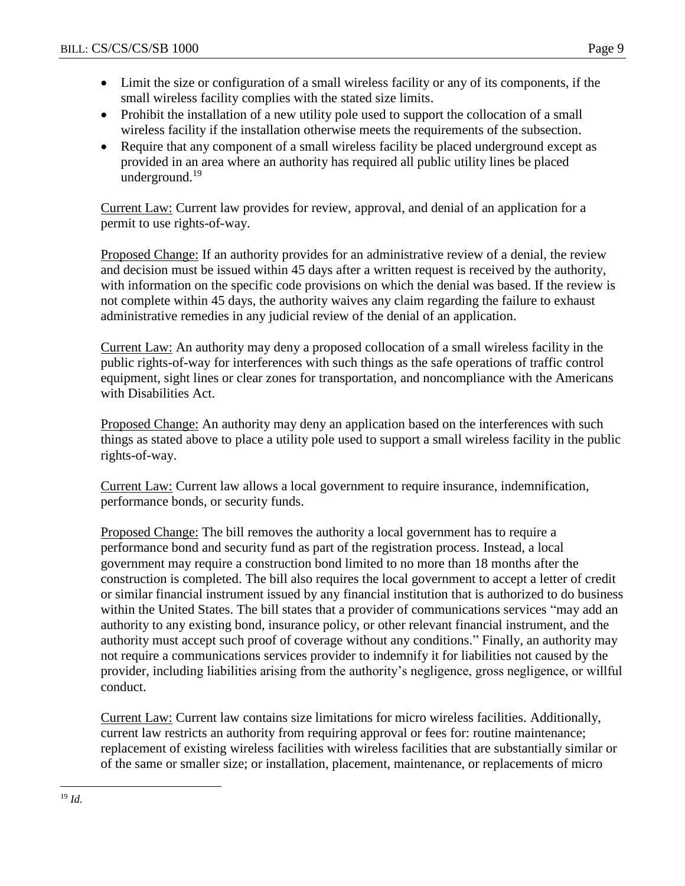- Limit the size or configuration of a small wireless facility or any of its components, if the small wireless facility complies with the stated size limits.
- Prohibit the installation of a new utility pole used to support the collocation of a small wireless facility if the installation otherwise meets the requirements of the subsection.
- Require that any component of a small wireless facility be placed underground except as provided in an area where an authority has required all public utility lines be placed underground.[19]

Current Law: Current law provides for review, approval, and denial of an application for a permit to use rights-of-way.

Proposed Change: If an authority provides for an administrative review of a denial, the review and decision must be issued within 45 days after a written request is received by the authority, with information on the specific code provisions on which the denial was based. If the review is not complete within 45 days, the authority waives any claim regarding the failure to exhaust administrative remedies in any judicial review of the denial of an application.

Current Law: An authority may deny a proposed collocation of a small wireless facility in the public rights-of-way for interferences with such things as the safe operations of traffic control equipment, sight lines or clear zones for transportation, and noncompliance with the Americans with Disabilities Act.

Proposed Change: An authority may deny an application based on the interferences with such things as stated above to place a utility pole used to support a small wireless facility in the public rights-of-way.

Current Law: Current law allows a local government to require insurance, indemnification, performance bonds, or security funds.

Proposed Change: The bill removes the authority a local government has to require a performance bond and security fund as part of the registration process. Instead, a local government may require a construction bond limited to no more than 18 months after the construction is completed. The bill also requires the local government to accept a letter of credit or similar financial instrument issued by any financial institution that is authorized to do business within the United States. The bill states that a provider of communications services "may add an authority to any existing bond, insurance policy, or other relevant financial instrument, and the authority must accept such proof of coverage without any conditions." Finally, an authority may not require a communications services provider to indemnify it for liabilities not caused by the provider, including liabilities arising from the authority's negligence, gross negligence, or willful conduct.

Current Law: Current law contains size limitations for micro wireless facilities. Additionally, current law restricts an authority from requiring approval or fees for: routine maintenance; replacement of existing wireless facilities with wireless facilities that are substantially similar or of the same or smaller size; or installation, placement, maintenance, or replacements of micro

---

[19] *Id.*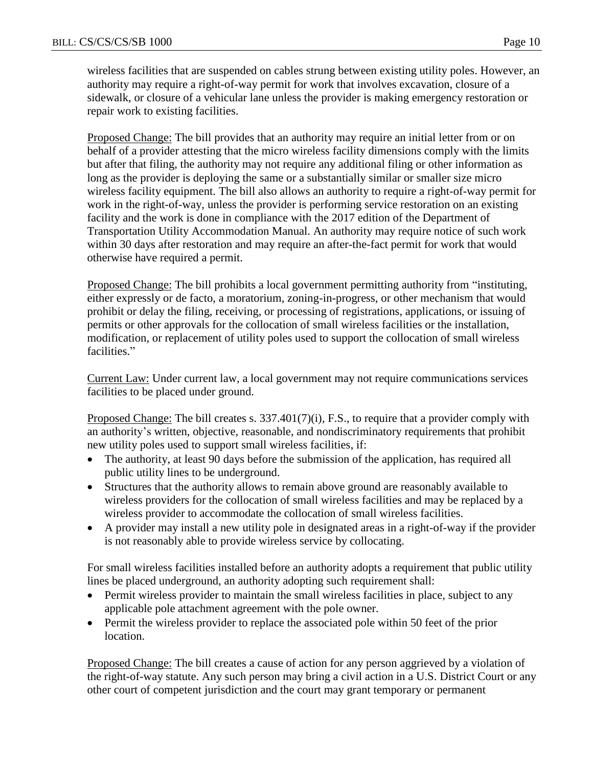wireless facilities that are suspended on cables strung between existing utility poles. However, an authority may require a right-of-way permit for work that involves excavation, closure of a sidewalk, or closure of a vehicular lane unless the provider is making emergency restoration or repair work to existing facilities.

Proposed Change: The bill provides that an authority may require an initial letter from or on behalf of a provider attesting that the micro wireless facility dimensions comply with the limits but after that filing, the authority may not require any additional filing or other information as long as the provider is deploying the same or a substantially similar or smaller size micro wireless facility equipment. The bill also allows an authority to require a right-of-way permit for work in the right-of-way, unless the provider is performing service restoration on an existing facility and the work is done in compliance with the 2017 edition of the Department of Transportation Utility Accommodation Manual. An authority may require notice of such work within 30 days after restoration and may require an after-the-fact permit for work that would otherwise have required a permit.

Proposed Change: The bill prohibits a local government permitting authority from "instituting, either expressly or de facto, a moratorium, zoning-in-progress, or other mechanism that would prohibit or delay the filing, receiving, or processing of registrations, applications, or issuing of permits or other approvals for the collocation of small wireless facilities or the installation, modification, or replacement of utility poles used to support the collocation of small wireless facilities."

Current Law: Under current law, a local government may not require communications services facilities to be placed under ground.

Proposed Change: The bill creates s. 337.401(7)(i), F.S., to require that a provider comply with an authority's written, objective, reasonable, and nondiscriminatory requirements that prohibit new utility poles used to support small wireless facilities, if:

- The authority, at least 90 days before the submission of the application, has required all public utility lines to be underground.
- Structures that the authority allows to remain above ground are reasonably available to wireless providers for the collocation of small wireless facilities and may be replaced by a wireless provider to accommodate the collocation of small wireless facilities.
- A provider may install a new utility pole in designated areas in a right-of-way if the provider is not reasonably able to provide wireless service by collocating.

For small wireless facilities installed before an authority adopts a requirement that public utility lines be placed underground, an authority adopting such requirement shall:

- Permit wireless provider to maintain the small wireless facilities in place, subject to any applicable pole attachment agreement with the pole owner.
- Permit the wireless provider to replace the associated pole within 50 feet of the prior location.

Proposed Change: The bill creates a cause of action for any person aggrieved by a violation of the right-of-way statute. Any such person may bring a civil action in a U.S. District Court or any other court of competent jurisdiction and the court may grant temporary or permanent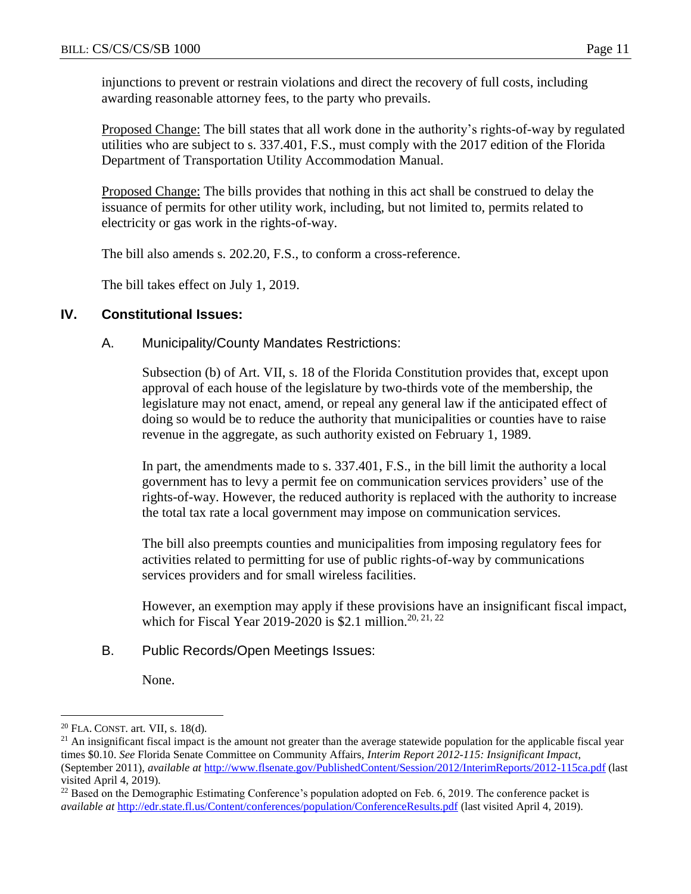injunctions to prevent or restrain violations and direct the recovery of full costs, including awarding reasonable attorney fees, to the party who prevails.

Proposed Change: The bill states that all work done in the authority's rights-of-way by regulated utilities who are subject to s. 337.401, F.S., must comply with the 2017 edition of the Florida Department of Transportation Utility Accommodation Manual.

Proposed Change: The bills provides that nothing in this act shall be construed to delay the issuance of permits for other utility work, including, but not limited to, permits related to electricity or gas work in the rights-of-way.

The bill also amends s. 202.20, F.S., to conform a cross-reference.

The bill takes effect on July 1, 2019.

## IV. Constitutional Issues:

### A. Municipality/County Mandates Restrictions:

Subsection (b) of Art. VII, s. 18 of the Florida Constitution provides that, except upon approval of each house of the legislature by two-thirds vote of the membership, the legislature may not enact, amend, or repeal any general law if the anticipated effect of doing so would be to reduce the authority that municipalities or counties have to raise revenue in the aggregate, as such authority existed on February 1, 1989.

In part, the amendments made to s. 337.401, F.S., in the bill limit the authority a local government has to levy a permit fee on communication services providers' use of the rights-of-way. However, the reduced authority is replaced with the authority to increase the total tax rate a local government may impose on communication services.

The bill also preempts counties and municipalities from imposing regulatory fees for activities related to permitting for use of public rights-of-way by communications services providers and for small wireless facilities.

However, an exemption may apply if these provisions have an insignificant fiscal impact, which for Fiscal Year 2019-2020 is \$2.1 million.[20, 21, 22]

### B. Public Records/Open Meetings Issues:

None.

---

[20] FLA. CONST. art. VII, s. 18(d).

[21] An insignificant fiscal impact is the amount not greater than the average statewide population for the applicable fiscal year times \$0.10. *See* Florida Senate Committee on Community Affairs, *Interim Report 2012-115: Insignificant Impact*, (September 2011), *available at* http://www.flsenate.gov/PublishedContent/Session/2012/InterimReports/2012-115ca.pdf (last visited April 4, 2019).

[22] Based on the Demographic Estimating Conference's population adopted on Feb. 6, 2019. The conference packet is *available at* http://edr.state.fl.us/Content/conferences/population/ConferenceResults.pdf (last visited April 4, 2019).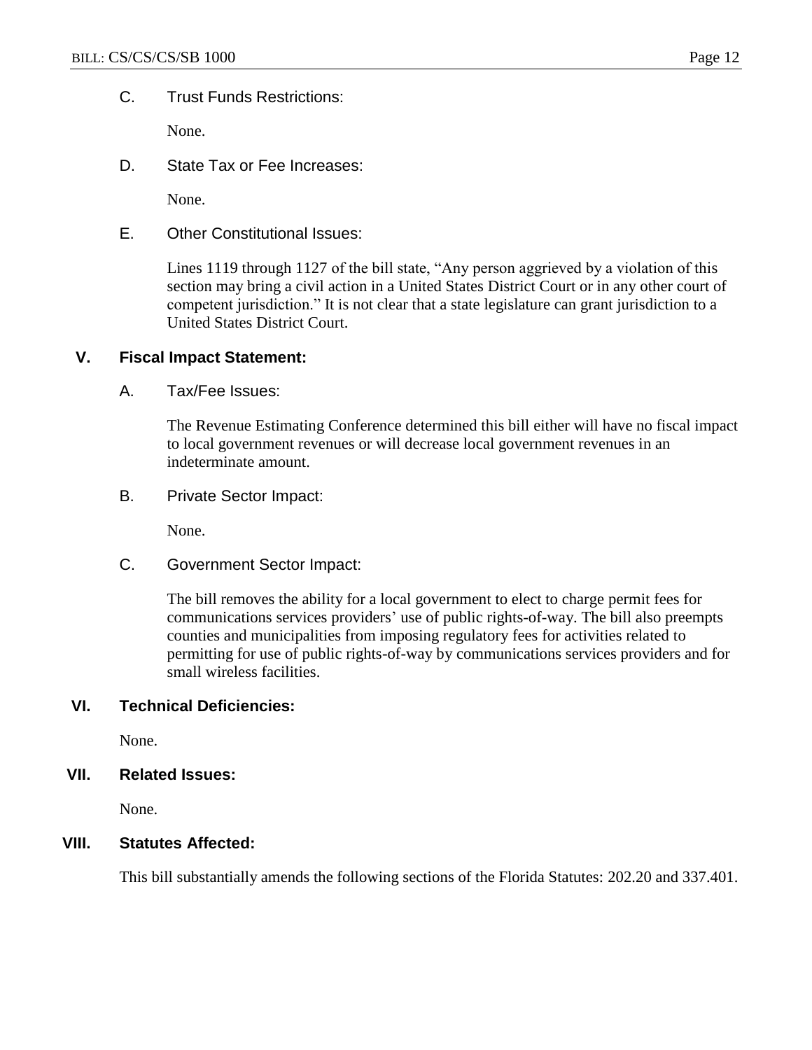### C. Trust Funds Restrictions:

None.

### D. State Tax or Fee Increases:

None.

### E. Other Constitutional Issues:

Lines 1119 through 1127 of the bill state, "Any person aggrieved by a violation of this section may bring a civil action in a United States District Court or in any other court of competent jurisdiction." It is not clear that a state legislature can grant jurisdiction to a United States District Court.

## V. Fiscal Impact Statement:

### A. Tax/Fee Issues:

The Revenue Estimating Conference determined this bill either will have no fiscal impact to local government revenues or will decrease local government revenues in an indeterminate amount.

### B. Private Sector Impact:

None.

### C. Government Sector Impact:

The bill removes the ability for a local government to elect to charge permit fees for communications services providers' use of public rights-of-way. The bill also preempts counties and municipalities from imposing regulatory fees for activities related to permitting for use of public rights-of-way by communications services providers and for small wireless facilities.

## VI. Technical Deficiencies:

None.

## VII. Related Issues:

None.

## VIII. Statutes Affected:

This bill substantially amends the following sections of the Florida Statutes: 202.20 and 337.401.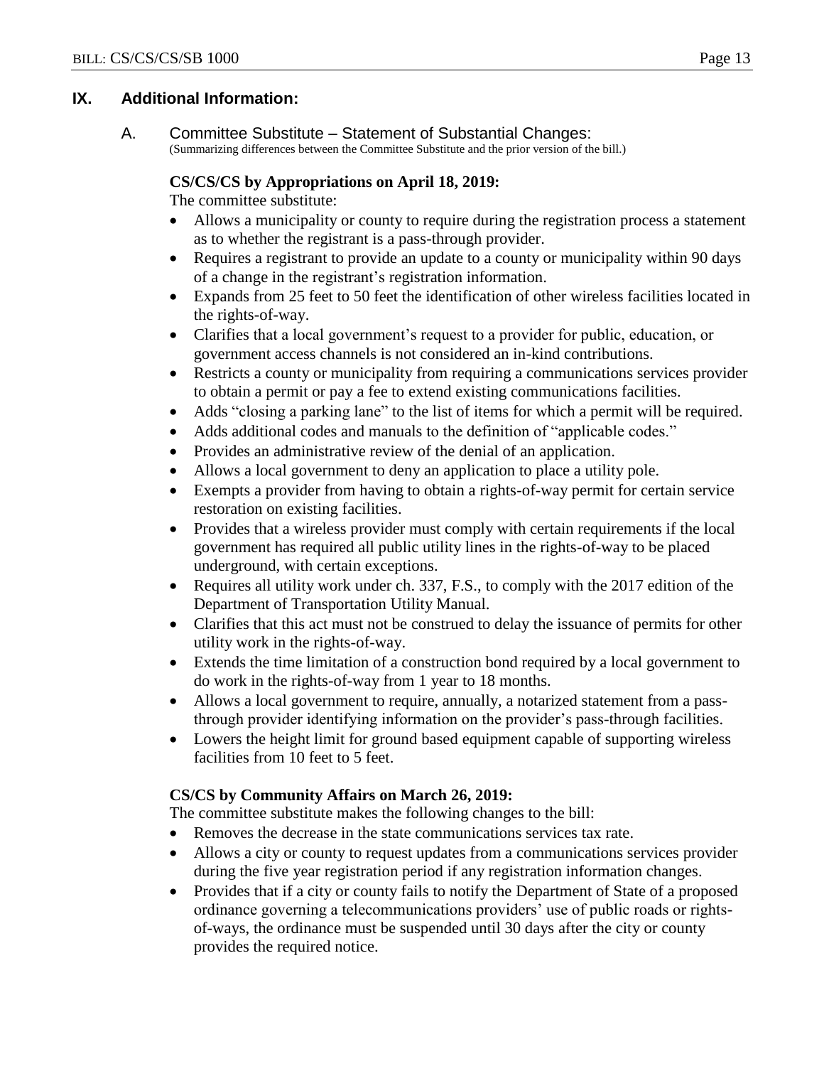## IX. Additional Information:

### A. Committee Substitute – Statement of Substantial Changes:

(Summarizing differences between the Committee Substitute and the prior version of the bill.)

**CS/CS/CS by Appropriations on April 18, 2019:**

The committee substitute:

- Allows a municipality or county to require during the registration process a statement as to whether the registrant is a pass-through provider.
- Requires a registrant to provide an update to a county or municipality within 90 days of a change in the registrant's registration information.
- Expands from 25 feet to 50 feet the identification of other wireless facilities located in the rights-of-way.
- Clarifies that a local government's request to a provider for public, education, or government access channels is not considered an in-kind contributions.
- Restricts a county or municipality from requiring a communications services provider to obtain a permit or pay a fee to extend existing communications facilities.
- Adds "closing a parking lane" to the list of items for which a permit will be required.
- Adds additional codes and manuals to the definition of "applicable codes."
- Provides an administrative review of the denial of an application.
- Allows a local government to deny an application to place a utility pole.
- Exempts a provider from having to obtain a rights-of-way permit for certain service restoration on existing facilities.
- Provides that a wireless provider must comply with certain requirements if the local government has required all public utility lines in the rights-of-way to be placed underground, with certain exceptions.
- Requires all utility work under ch. 337, F.S., to comply with the 2017 edition of the Department of Transportation Utility Manual.
- Clarifies that this act must not be construed to delay the issuance of permits for other utility work in the rights-of-way.
- Extends the time limitation of a construction bond required by a local government to do work in the rights-of-way from 1 year to 18 months.
- Allows a local government to require, annually, a notarized statement from a pass-through provider identifying information on the provider's pass-through facilities.
- Lowers the height limit for ground based equipment capable of supporting wireless facilities from 10 feet to 5 feet.

**CS/CS by Community Affairs on March 26, 2019:**

The committee substitute makes the following changes to the bill:

- Removes the decrease in the state communications services tax rate.
- Allows a city or county to request updates from a communications services provider during the five year registration period if any registration information changes.
- Provides that if a city or county fails to notify the Department of State of a proposed ordinance governing a telecommunications providers' use of public roads or rights-of-ways, the ordinance must be suspended until 30 days after the city or county provides the required notice.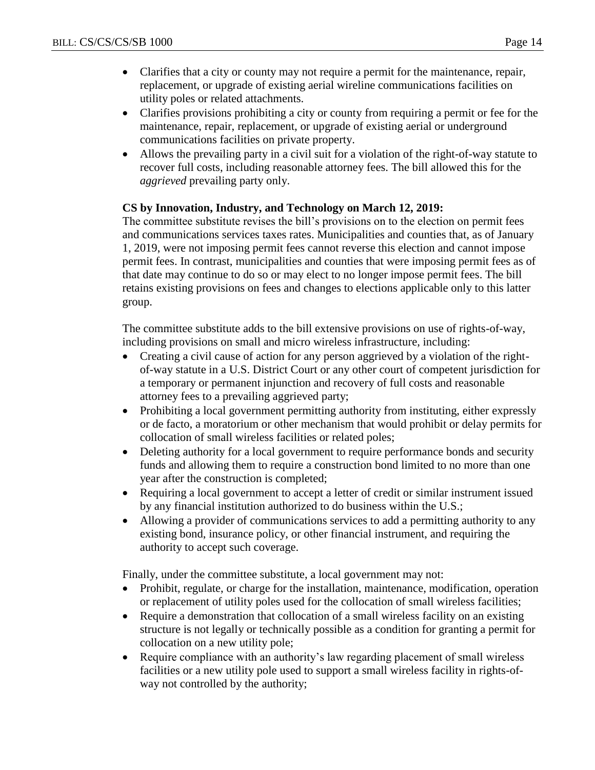- Clarifies that a city or county may not require a permit for the maintenance, repair, replacement, or upgrade of existing aerial wireline communications facilities on utility poles or related attachments.
- Clarifies provisions prohibiting a city or county from requiring a permit or fee for the maintenance, repair, replacement, or upgrade of existing aerial or underground communications facilities on private property.
- Allows the prevailing party in a civil suit for a violation of the right-of-way statute to recover full costs, including reasonable attorney fees. The bill allowed this for the *aggrieved* prevailing party only.

**CS by Innovation, Industry, and Technology on March 12, 2019:**

The committee substitute revises the bill's provisions on to the election on permit fees and communications services taxes rates. Municipalities and counties that, as of January 1, 2019, were not imposing permit fees cannot reverse this election and cannot impose permit fees. In contrast, municipalities and counties that were imposing permit fees as of that date may continue to do so or may elect to no longer impose permit fees. The bill retains existing provisions on fees and changes to elections applicable only to this latter group.

The committee substitute adds to the bill extensive provisions on use of rights-of-way, including provisions on small and micro wireless infrastructure, including:

- Creating a civil cause of action for any person aggrieved by a violation of the right-of-way statute in a U.S. District Court or any other court of competent jurisdiction for a temporary or permanent injunction and recovery of full costs and reasonable attorney fees to a prevailing aggrieved party;
- Prohibiting a local government permitting authority from instituting, either expressly or de facto, a moratorium or other mechanism that would prohibit or delay permits for collocation of small wireless facilities or related poles;
- Deleting authority for a local government to require performance bonds and security funds and allowing them to require a construction bond limited to no more than one year after the construction is completed;
- Requiring a local government to accept a letter of credit or similar instrument issued by any financial institution authorized to do business within the U.S.;
- Allowing a provider of communications services to add a permitting authority to any existing bond, insurance policy, or other financial instrument, and requiring the authority to accept such coverage.

Finally, under the committee substitute, a local government may not:

- Prohibit, regulate, or charge for the installation, maintenance, modification, operation or replacement of utility poles used for the collocation of small wireless facilities;
- Require a demonstration that collocation of a small wireless facility on an existing structure is not legally or technically possible as a condition for granting a permit for collocation on a new utility pole;
- Require compliance with an authority's law regarding placement of small wireless facilities or a new utility pole used to support a small wireless facility in rights-of-way not controlled by the authority;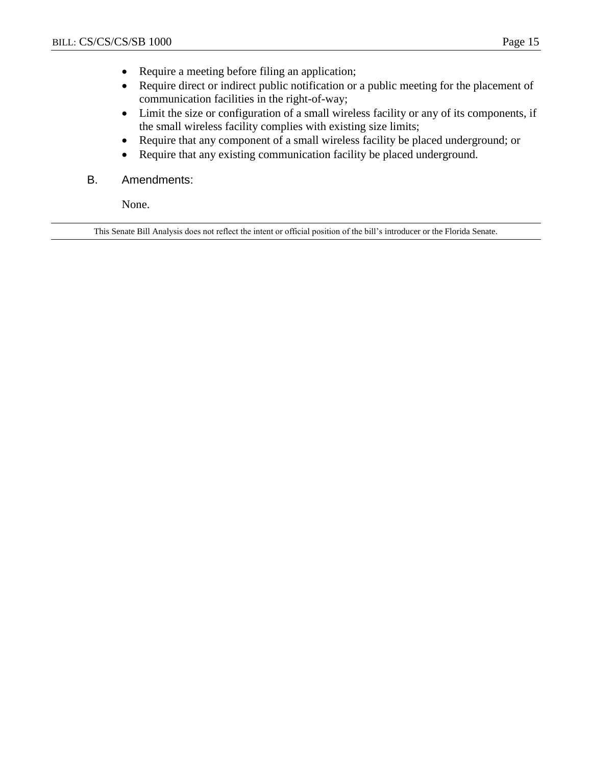- Require a meeting before filing an application;
- Require direct or indirect public notification or a public meeting for the placement of communication facilities in the right-of-way;
- Limit the size or configuration of a small wireless facility or any of its components, if the small wireless facility complies with existing size limits;
- Require that any component of a small wireless facility be placed underground; or
- Require that any existing communication facility be placed underground.

B. Amendments:

None.

This Senate Bill Analysis does not reflect the intent or official position of the bill's introducer or the Florida Senate.